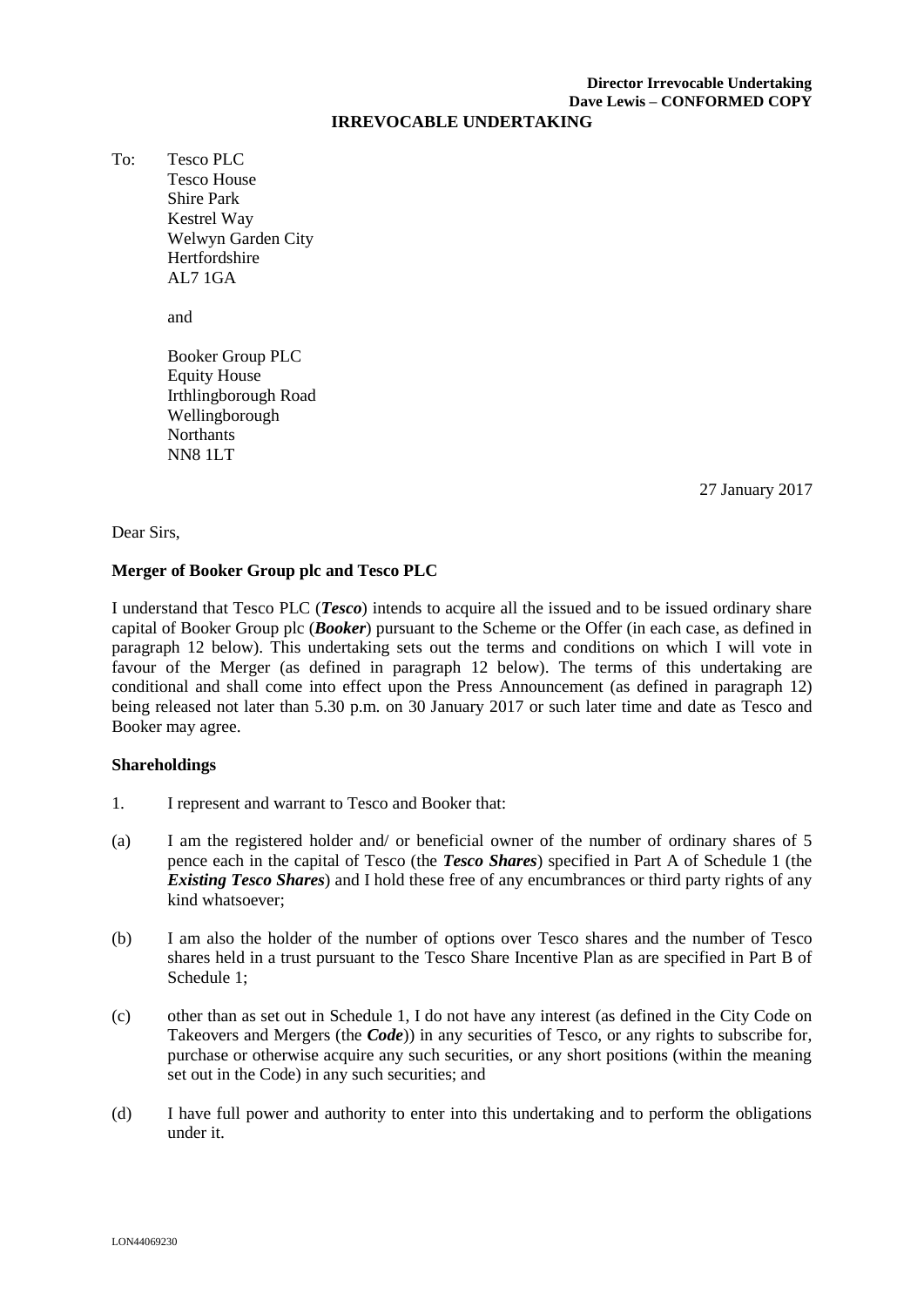**Director Irrevocable Undertaking**
**Dave Lewis – CONFORMED COPY**

**IRREVOCABLE UNDERTAKING**

To: Tesco PLC
Tesco House
Shire Park
Kestrel Way
Welwyn Garden City
Hertfordshire
AL7 1GA

and

Booker Group PLC
Equity House
Irthlingborough Road
Wellingborough
Northants
NN8 1LT

27 January 2017

Dear Sirs,

**Merger of Booker Group plc and Tesco PLC**

I understand that Tesco PLC (***Tesco***) intends to acquire all the issued and to be issued ordinary share capital of Booker Group plc (***Booker***) pursuant to the Scheme or the Offer (in each case, as defined in paragraph 12 below). This undertaking sets out the terms and conditions on which I will vote in favour of the Merger (as defined in paragraph 12 below). The terms of this undertaking are conditional and shall come into effect upon the Press Announcement (as defined in paragraph 12) being released not later than 5.30 p.m. on 30 January 2017 or such later time and date as Tesco and Booker may agree.

**Shareholdings**

1. I represent and warrant to Tesco and Booker that:

(a) I am the registered holder and/ or beneficial owner of the number of ordinary shares of 5 pence each in the capital of Tesco (the ***Tesco Shares***) specified in Part A of Schedule 1 (the ***Existing Tesco Shares***) and I hold these free of any encumbrances or third party rights of any kind whatsoever;

(b) I am also the holder of the number of options over Tesco shares and the number of Tesco shares held in a trust pursuant to the Tesco Share Incentive Plan as are specified in Part B of Schedule 1;

(c) other than as set out in Schedule 1, I do not have any interest (as defined in the City Code on Takeovers and Mergers (the ***Code***)) in any securities of Tesco, or any rights to subscribe for, purchase or otherwise acquire any such securities, or any short positions (within the meaning set out in the Code) in any such securities; and

(d) I have full power and authority to enter into this undertaking and to perform the obligations under it.

LON44069230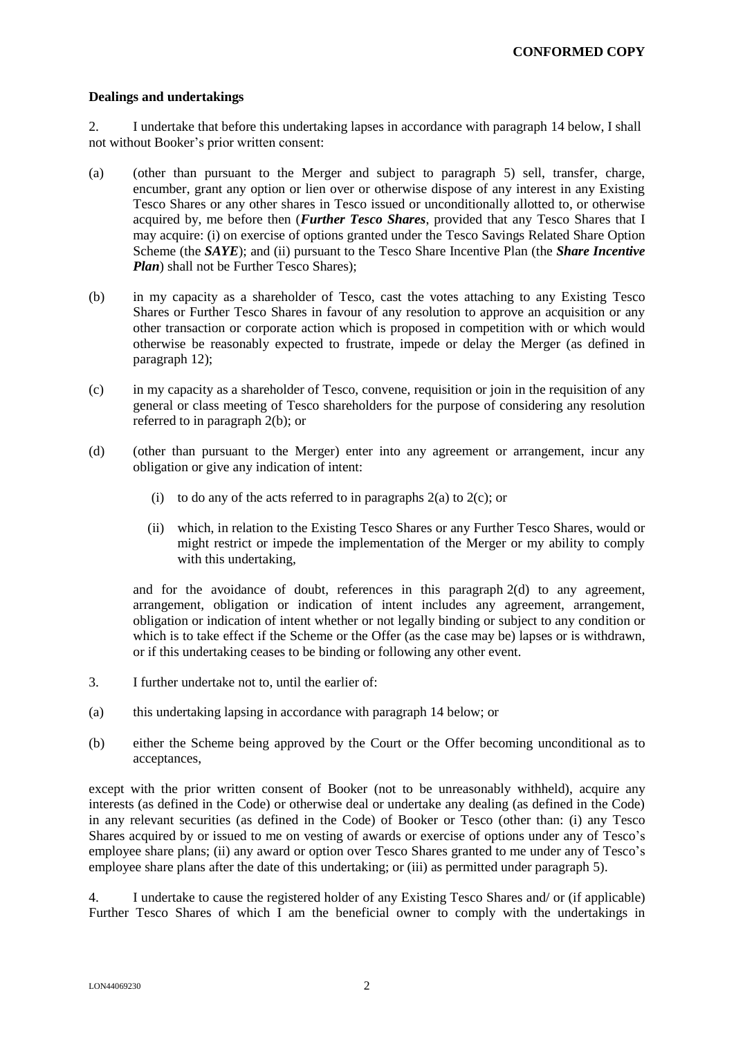**CONFORMED COPY**

**Dealings and undertakings**

2. I undertake that before this undertaking lapses in accordance with paragraph 14 below, I shall not without Booker's prior written consent:

(a) (other than pursuant to the Merger and subject to paragraph 5) sell, transfer, charge, encumber, grant any option or lien over or otherwise dispose of any interest in any Existing Tesco Shares or any other shares in Tesco issued or unconditionally allotted to, or otherwise acquired by, me before then (***Further Tesco Shares***, provided that any Tesco Shares that I may acquire: (i) on exercise of options granted under the Tesco Savings Related Share Option Scheme (the ***SAYE***); and (ii) pursuant to the Tesco Share Incentive Plan (the ***Share Incentive Plan***) shall not be Further Tesco Shares);

(b) in my capacity as a shareholder of Tesco, cast the votes attaching to any Existing Tesco Shares or Further Tesco Shares in favour of any resolution to approve an acquisition or any other transaction or corporate action which is proposed in competition with or which would otherwise be reasonably expected to frustrate, impede or delay the Merger (as defined in paragraph 12);

(c) in my capacity as a shareholder of Tesco, convene, requisition or join in the requisition of any general or class meeting of Tesco shareholders for the purpose of considering any resolution referred to in paragraph 2(b); or

(d) (other than pursuant to the Merger) enter into any agreement or arrangement, incur any obligation or give any indication of intent:

   (i) to do any of the acts referred to in paragraphs 2(a) to 2(c); or

   (ii) which, in relation to the Existing Tesco Shares or any Further Tesco Shares, would or might restrict or impede the implementation of the Merger or my ability to comply with this undertaking,

and for the avoidance of doubt, references in this paragraph 2(d) to any agreement, arrangement, obligation or indication of intent includes any agreement, arrangement, obligation or indication of intent whether or not legally binding or subject to any condition or which is to take effect if the Scheme or the Offer (as the case may be) lapses or is withdrawn, or if this undertaking ceases to be binding or following any other event.

3. I further undertake not to, until the earlier of:

(a) this undertaking lapsing in accordance with paragraph 14 below; or

(b) either the Scheme being approved by the Court or the Offer becoming unconditional as to acceptances,

except with the prior written consent of Booker (not to be unreasonably withheld), acquire any interests (as defined in the Code) or otherwise deal or undertake any dealing (as defined in the Code) in any relevant securities (as defined in the Code) of Booker or Tesco (other than: (i) any Tesco Shares acquired by or issued to me on vesting of awards or exercise of options under any of Tesco's employee share plans; (ii) any award or option over Tesco Shares granted to me under any of Tesco's employee share plans after the date of this undertaking; or (iii) as permitted under paragraph 5).

4. I undertake to cause the registered holder of any Existing Tesco Shares and/ or (if applicable) Further Tesco Shares of which I am the beneficial owner to comply with the undertakings in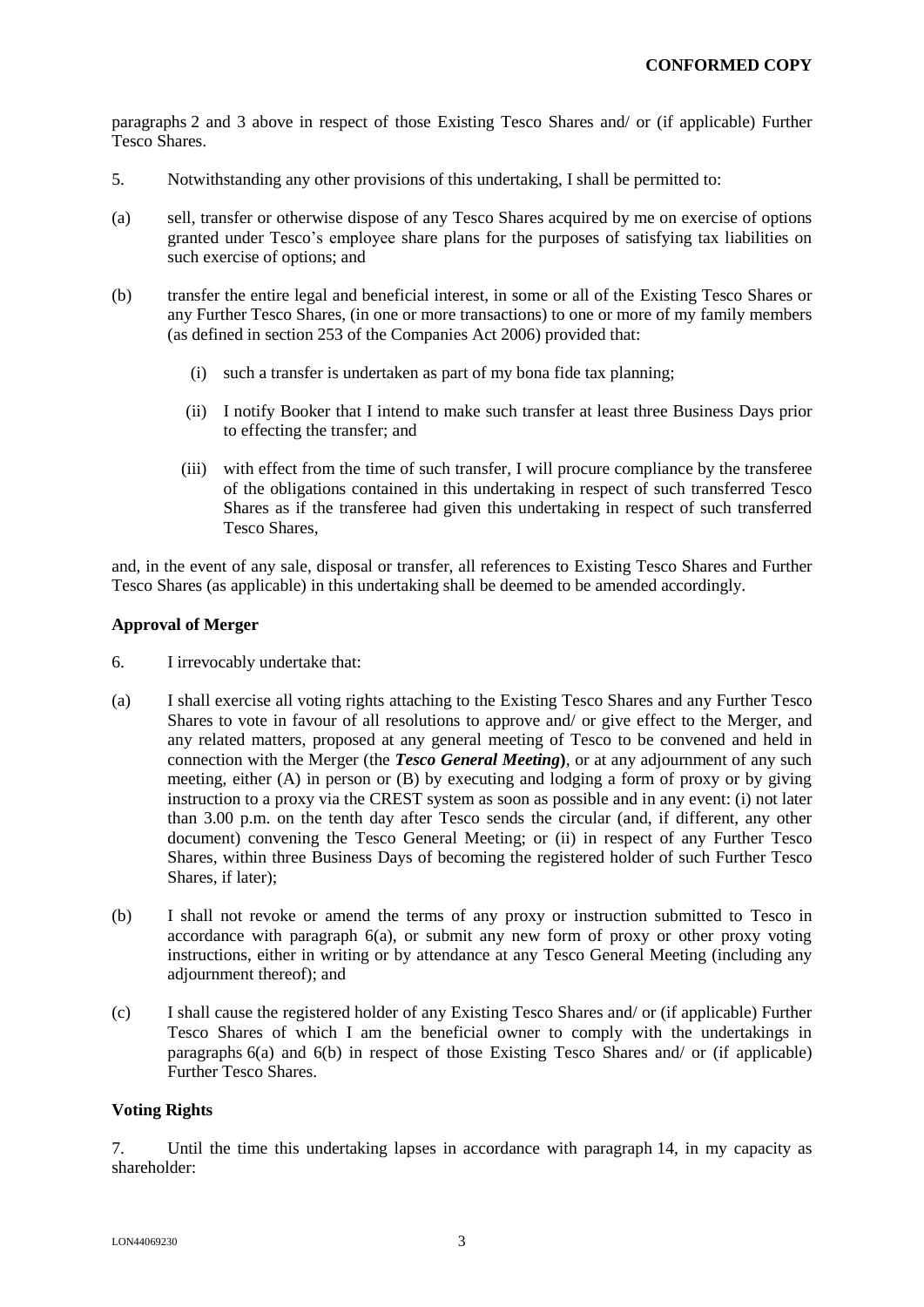paragraphs 2 and 3 above in respect of those Existing Tesco Shares and/ or (if applicable) Further Tesco Shares.

5. Notwithstanding any other provisions of this undertaking, I shall be permitted to:

(a) sell, transfer or otherwise dispose of any Tesco Shares acquired by me on exercise of options granted under Tesco's employee share plans for the purposes of satisfying tax liabilities on such exercise of options; and

(b) transfer the entire legal and beneficial interest, in some or all of the Existing Tesco Shares or any Further Tesco Shares, (in one or more transactions) to one or more of my family members (as defined in section 253 of the Companies Act 2006) provided that:

(i) such a transfer is undertaken as part of my bona fide tax planning;

(ii) I notify Booker that I intend to make such transfer at least three Business Days prior to effecting the transfer; and

(iii) with effect from the time of such transfer, I will procure compliance by the transferee of the obligations contained in this undertaking in respect of such transferred Tesco Shares as if the transferee had given this undertaking in respect of such transferred Tesco Shares,

and, in the event of any sale, disposal or transfer, all references to Existing Tesco Shares and Further Tesco Shares (as applicable) in this undertaking shall be deemed to be amended accordingly.

**Approval of Merger**

6. I irrevocably undertake that:

(a) I shall exercise all voting rights attaching to the Existing Tesco Shares and any Further Tesco Shares to vote in favour of all resolutions to approve and/ or give effect to the Merger, and any related matters, proposed at any general meeting of Tesco to be convened and held in connection with the Merger (the ***Tesco General Meeting***), or at any adjournment of any such meeting, either (A) in person or (B) by executing and lodging a form of proxy or by giving instruction to a proxy via the CREST system as soon as possible and in any event: (i) not later than 3.00 p.m. on the tenth day after Tesco sends the circular (and, if different, any other document) convening the Tesco General Meeting; or (ii) in respect of any Further Tesco Shares, within three Business Days of becoming the registered holder of such Further Tesco Shares, if later);

(b) I shall not revoke or amend the terms of any proxy or instruction submitted to Tesco in accordance with paragraph 6(a), or submit any new form of proxy or other proxy voting instructions, either in writing or by attendance at any Tesco General Meeting (including any adjournment thereof); and

(c) I shall cause the registered holder of any Existing Tesco Shares and/ or (if applicable) Further Tesco Shares of which I am the beneficial owner to comply with the undertakings in paragraphs 6(a) and 6(b) in respect of those Existing Tesco Shares and/ or (if applicable) Further Tesco Shares.

**Voting Rights**

7. Until the time this undertaking lapses in accordance with paragraph 14, in my capacity as shareholder: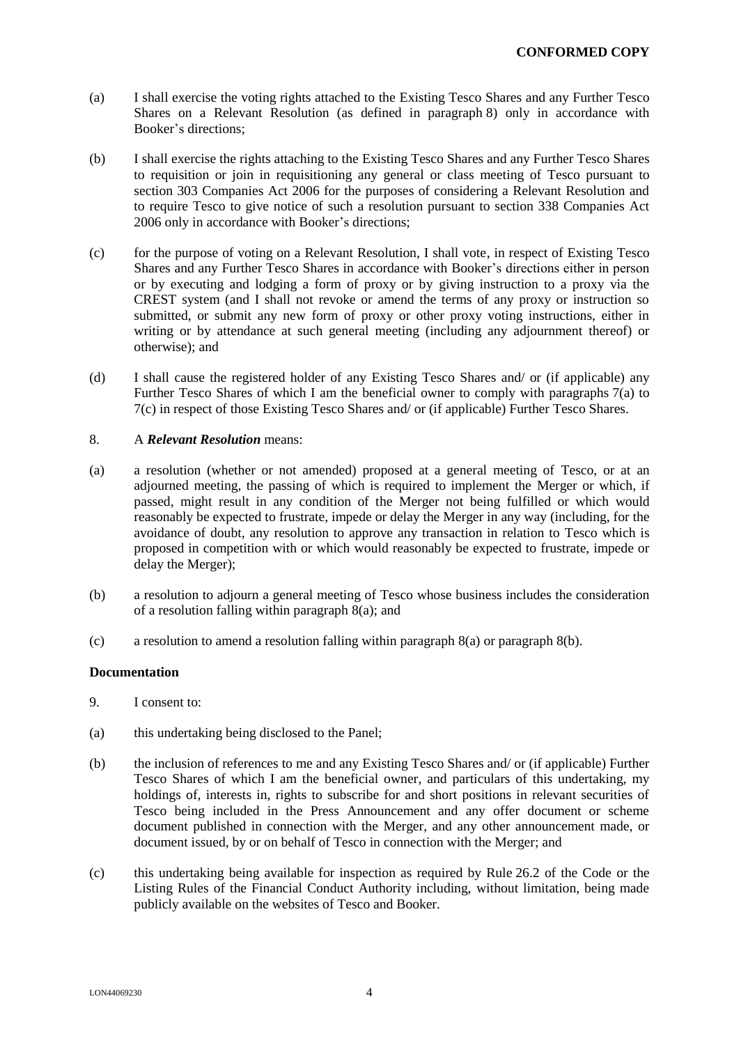(a) I shall exercise the voting rights attached to the Existing Tesco Shares and any Further Tesco Shares on a Relevant Resolution (as defined in paragraph 8) only in accordance with Booker's directions;

(b) I shall exercise the rights attaching to the Existing Tesco Shares and any Further Tesco Shares to requisition or join in requisitioning any general or class meeting of Tesco pursuant to section 303 Companies Act 2006 for the purposes of considering a Relevant Resolution and to require Tesco to give notice of such a resolution pursuant to section 338 Companies Act 2006 only in accordance with Booker's directions;

(c) for the purpose of voting on a Relevant Resolution, I shall vote, in respect of Existing Tesco Shares and any Further Tesco Shares in accordance with Booker's directions either in person or by executing and lodging a form of proxy or by giving instruction to a proxy via the CREST system (and I shall not revoke or amend the terms of any proxy or instruction so submitted, or submit any new form of proxy or other proxy voting instructions, either in writing or by attendance at such general meeting (including any adjournment thereof) or otherwise); and

(d) I shall cause the registered holder of any Existing Tesco Shares and/ or (if applicable) any Further Tesco Shares of which I am the beneficial owner to comply with paragraphs 7(a) to 7(c) in respect of those Existing Tesco Shares and/ or (if applicable) Further Tesco Shares.

8. A ***Relevant Resolution*** means:

(a) a resolution (whether or not amended) proposed at a general meeting of Tesco, or at an adjourned meeting, the passing of which is required to implement the Merger or which, if passed, might result in any condition of the Merger not being fulfilled or which would reasonably be expected to frustrate, impede or delay the Merger in any way (including, for the avoidance of doubt, any resolution to approve any transaction in relation to Tesco which is proposed in competition with or which would reasonably be expected to frustrate, impede or delay the Merger);

(b) a resolution to adjourn a general meeting of Tesco whose business includes the consideration of a resolution falling within paragraph 8(a); and

(c) a resolution to amend a resolution falling within paragraph 8(a) or paragraph 8(b).

**Documentation**

9. I consent to:

(a) this undertaking being disclosed to the Panel;

(b) the inclusion of references to me and any Existing Tesco Shares and/ or (if applicable) Further Tesco Shares of which I am the beneficial owner, and particulars of this undertaking, my holdings of, interests in, rights to subscribe for and short positions in relevant securities of Tesco being included in the Press Announcement and any offer document or scheme document published in connection with the Merger, and any other announcement made, or document issued, by or on behalf of Tesco in connection with the Merger; and

(c) this undertaking being available for inspection as required by Rule 26.2 of the Code or the Listing Rules of the Financial Conduct Authority including, without limitation, being made publicly available on the websites of Tesco and Booker.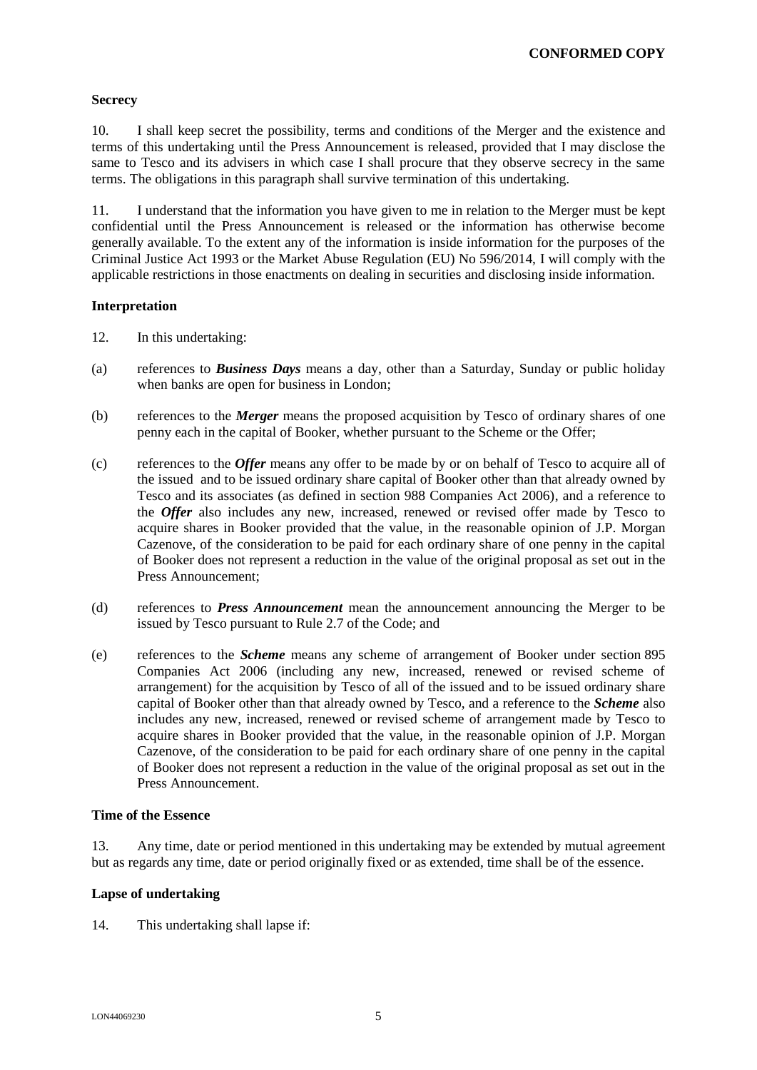**CONFORMED COPY**

**Secrecy**

10. I shall keep secret the possibility, terms and conditions of the Merger and the existence and terms of this undertaking until the Press Announcement is released, provided that I may disclose the same to Tesco and its advisers in which case I shall procure that they observe secrecy in the same terms. The obligations in this paragraph shall survive termination of this undertaking.

11. I understand that the information you have given to me in relation to the Merger must be kept confidential until the Press Announcement is released or the information has otherwise become generally available. To the extent any of the information is inside information for the purposes of the Criminal Justice Act 1993 or the Market Abuse Regulation (EU) No 596/2014, I will comply with the applicable restrictions in those enactments on dealing in securities and disclosing inside information.

**Interpretation**

12. In this undertaking:

(a) references to ***Business Days*** means a day, other than a Saturday, Sunday or public holiday when banks are open for business in London;

(b) references to the ***Merger*** means the proposed acquisition by Tesco of ordinary shares of one penny each in the capital of Booker, whether pursuant to the Scheme or the Offer;

(c) references to the ***Offer*** means any offer to be made by or on behalf of Tesco to acquire all of the issued and to be issued ordinary share capital of Booker other than that already owned by Tesco and its associates (as defined in section 988 Companies Act 2006), and a reference to the ***Offer*** also includes any new, increased, renewed or revised offer made by Tesco to acquire shares in Booker provided that the value, in the reasonable opinion of J.P. Morgan Cazenove, of the consideration to be paid for each ordinary share of one penny in the capital of Booker does not represent a reduction in the value of the original proposal as set out in the Press Announcement;

(d) references to ***Press Announcement*** mean the announcement announcing the Merger to be issued by Tesco pursuant to Rule 2.7 of the Code; and

(e) references to the ***Scheme*** means any scheme of arrangement of Booker under section 895 Companies Act 2006 (including any new, increased, renewed or revised scheme of arrangement) for the acquisition by Tesco of all of the issued and to be issued ordinary share capital of Booker other than that already owned by Tesco, and a reference to the ***Scheme*** also includes any new, increased, renewed or revised scheme of arrangement made by Tesco to acquire shares in Booker provided that the value, in the reasonable opinion of J.P. Morgan Cazenove, of the consideration to be paid for each ordinary share of one penny in the capital of Booker does not represent a reduction in the value of the original proposal as set out in the Press Announcement.

**Time of the Essence**

13. Any time, date or period mentioned in this undertaking may be extended by mutual agreement but as regards any time, date or period originally fixed or as extended, time shall be of the essence.

**Lapse of undertaking**

14. This undertaking shall lapse if: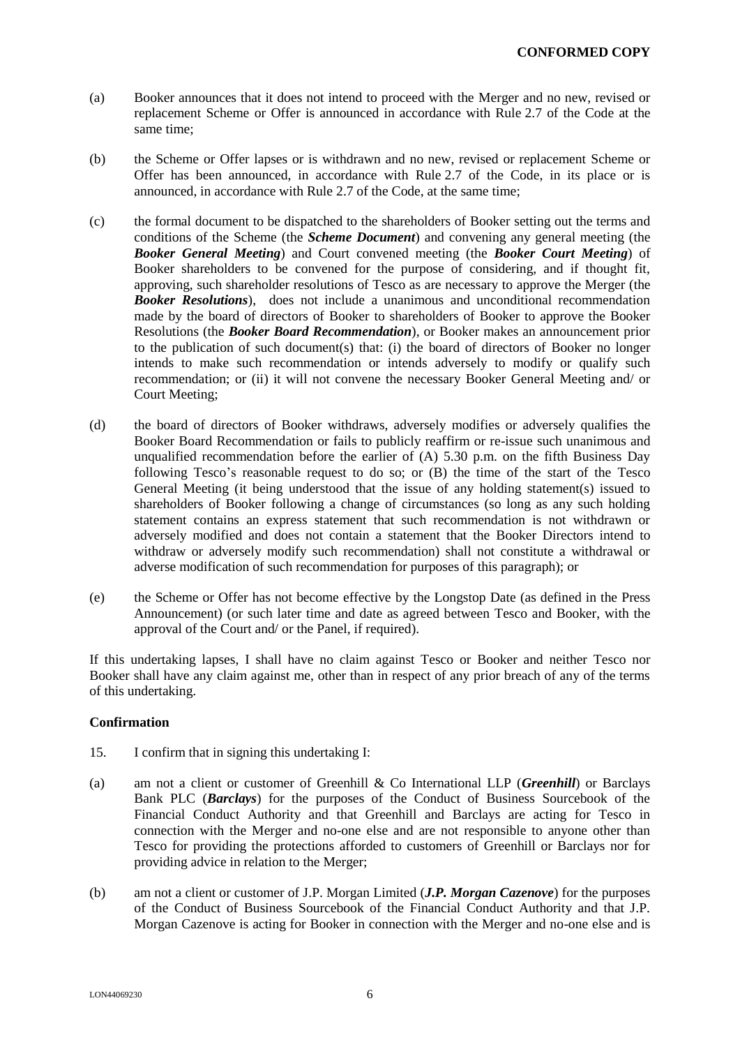(a) Booker announces that it does not intend to proceed with the Merger and no new, revised or replacement Scheme or Offer is announced in accordance with Rule 2.7 of the Code at the same time;

(b) the Scheme or Offer lapses or is withdrawn and no new, revised or replacement Scheme or Offer has been announced, in accordance with Rule 2.7 of the Code, in its place or is announced, in accordance with Rule 2.7 of the Code, at the same time;

(c) the formal document to be dispatched to the shareholders of Booker setting out the terms and conditions of the Scheme (the ***Scheme Document***) and convening any general meeting (the ***Booker General Meeting***) and Court convened meeting (the ***Booker Court Meeting***) of Booker shareholders to be convened for the purpose of considering, and if thought fit, approving, such shareholder resolutions of Tesco as are necessary to approve the Merger (the ***Booker Resolutions***), does not include a unanimous and unconditional recommendation made by the board of directors of Booker to shareholders of Booker to approve the Booker Resolutions (the ***Booker Board Recommendation***), or Booker makes an announcement prior to the publication of such document(s) that: (i) the board of directors of Booker no longer intends to make such recommendation or intends adversely to modify or qualify such recommendation; or (ii) it will not convene the necessary Booker General Meeting and/ or Court Meeting;

(d) the board of directors of Booker withdraws, adversely modifies or adversely qualifies the Booker Board Recommendation or fails to publicly reaffirm or re-issue such unanimous and unqualified recommendation before the earlier of (A) 5.30 p.m. on the fifth Business Day following Tesco's reasonable request to do so; or (B) the time of the start of the Tesco General Meeting (it being understood that the issue of any holding statement(s) issued to shareholders of Booker following a change of circumstances (so long as any such holding statement contains an express statement that such recommendation is not withdrawn or adversely modified and does not contain a statement that the Booker Directors intend to withdraw or adversely modify such recommendation) shall not constitute a withdrawal or adverse modification of such recommendation for purposes of this paragraph); or

(e) the Scheme or Offer has not become effective by the Longstop Date (as defined in the Press Announcement) (or such later time and date as agreed between Tesco and Booker, with the approval of the Court and/ or the Panel, if required).

If this undertaking lapses, I shall have no claim against Tesco or Booker and neither Tesco nor Booker shall have any claim against me, other than in respect of any prior breach of any of the terms of this undertaking.

**Confirmation**

15. I confirm that in signing this undertaking I:

(a) am not a client or customer of Greenhill & Co International LLP (***Greenhill***) or Barclays Bank PLC (***Barclays***) for the purposes of the Conduct of Business Sourcebook of the Financial Conduct Authority and that Greenhill and Barclays are acting for Tesco in connection with the Merger and no-one else and are not responsible to anyone other than Tesco for providing the protections afforded to customers of Greenhill or Barclays nor for providing advice in relation to the Merger;

(b) am not a client or customer of J.P. Morgan Limited (***J.P. Morgan Cazenove***) for the purposes of the Conduct of Business Sourcebook of the Financial Conduct Authority and that J.P. Morgan Cazenove is acting for Booker in connection with the Merger and no-one else and is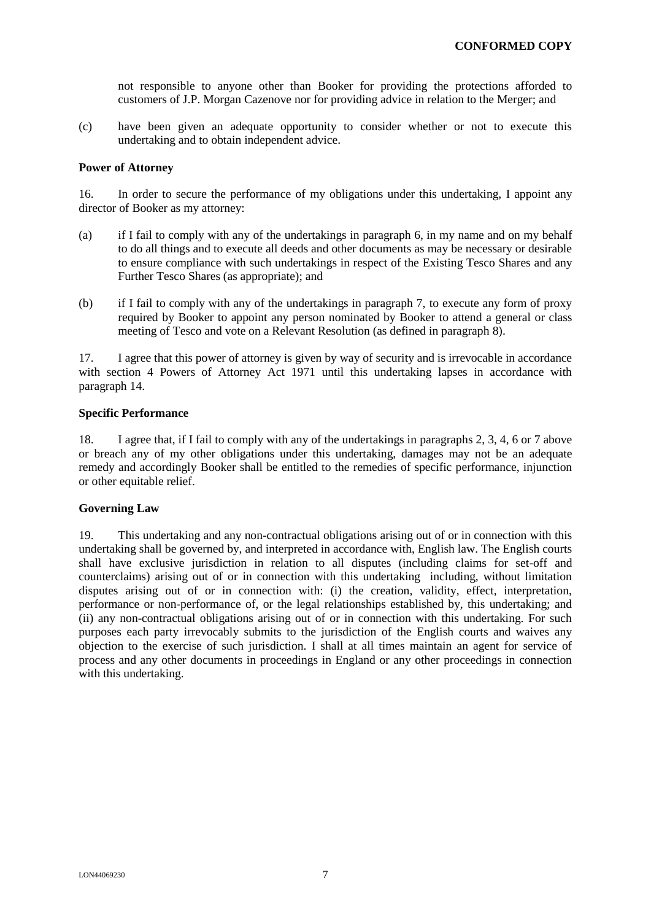not responsible to anyone other than Booker for providing the protections afforded to customers of J.P. Morgan Cazenove nor for providing advice in relation to the Merger; and

(c) have been given an adequate opportunity to consider whether or not to execute this undertaking and to obtain independent advice.

**Power of Attorney**

16. In order to secure the performance of my obligations under this undertaking, I appoint any director of Booker as my attorney:

(a) if I fail to comply with any of the undertakings in paragraph 6, in my name and on my behalf to do all things and to execute all deeds and other documents as may be necessary or desirable to ensure compliance with such undertakings in respect of the Existing Tesco Shares and any Further Tesco Shares (as appropriate); and

(b) if I fail to comply with any of the undertakings in paragraph 7, to execute any form of proxy required by Booker to appoint any person nominated by Booker to attend a general or class meeting of Tesco and vote on a Relevant Resolution (as defined in paragraph 8).

17. I agree that this power of attorney is given by way of security and is irrevocable in accordance with section 4 Powers of Attorney Act 1971 until this undertaking lapses in accordance with paragraph 14.

**Specific Performance**

18. I agree that, if I fail to comply with any of the undertakings in paragraphs 2, 3, 4, 6 or 7 above or breach any of my other obligations under this undertaking, damages may not be an adequate remedy and accordingly Booker shall be entitled to the remedies of specific performance, injunction or other equitable relief.

**Governing Law**

19. This undertaking and any non-contractual obligations arising out of or in connection with this undertaking shall be governed by, and interpreted in accordance with, English law. The English courts shall have exclusive jurisdiction in relation to all disputes (including claims for set-off and counterclaims) arising out of or in connection with this undertaking including, without limitation disputes arising out of or in connection with: (i) the creation, validity, effect, interpretation, performance or non-performance of, or the legal relationships established by, this undertaking; and (ii) any non-contractual obligations arising out of or in connection with this undertaking. For such purposes each party irrevocably submits to the jurisdiction of the English courts and waives any objection to the exercise of such jurisdiction. I shall at all times maintain an agent for service of process and any other documents in proceedings in England or any other proceedings in connection with this undertaking.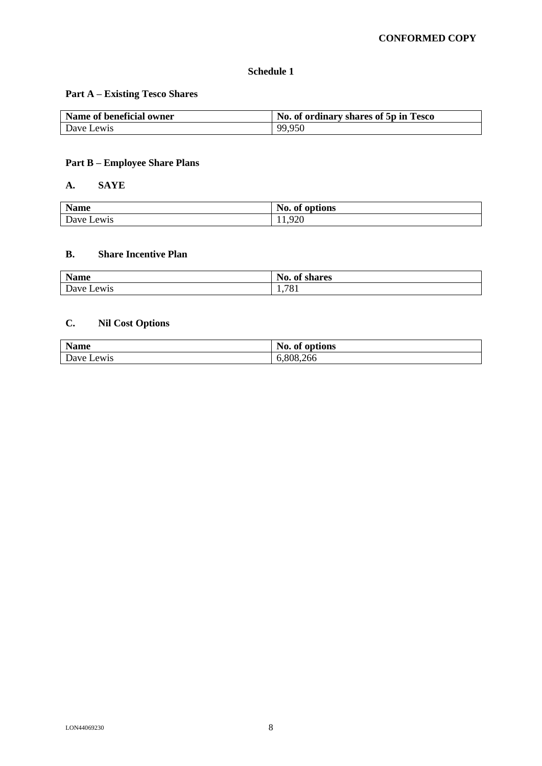**CONFORMED COPY**

# Schedule 1

## Part A – Existing Tesco Shares

| Name of beneficial owner | No. of ordinary shares of 5p in Tesco |
| --- | --- |
| Dave Lewis | 99,950 |

## Part B – Employee Share Plans

### A. SAYE

| Name | No. of options |
| --- | --- |
| Dave Lewis | 11,920 |

### B. Share Incentive Plan

| Name | No. of shares |
| --- | --- |
| Dave Lewis | 1,781 |

### C. Nil Cost Options

| Name | No. of options |
| --- | --- |
| Dave Lewis | 6,808,266 |

LON44069230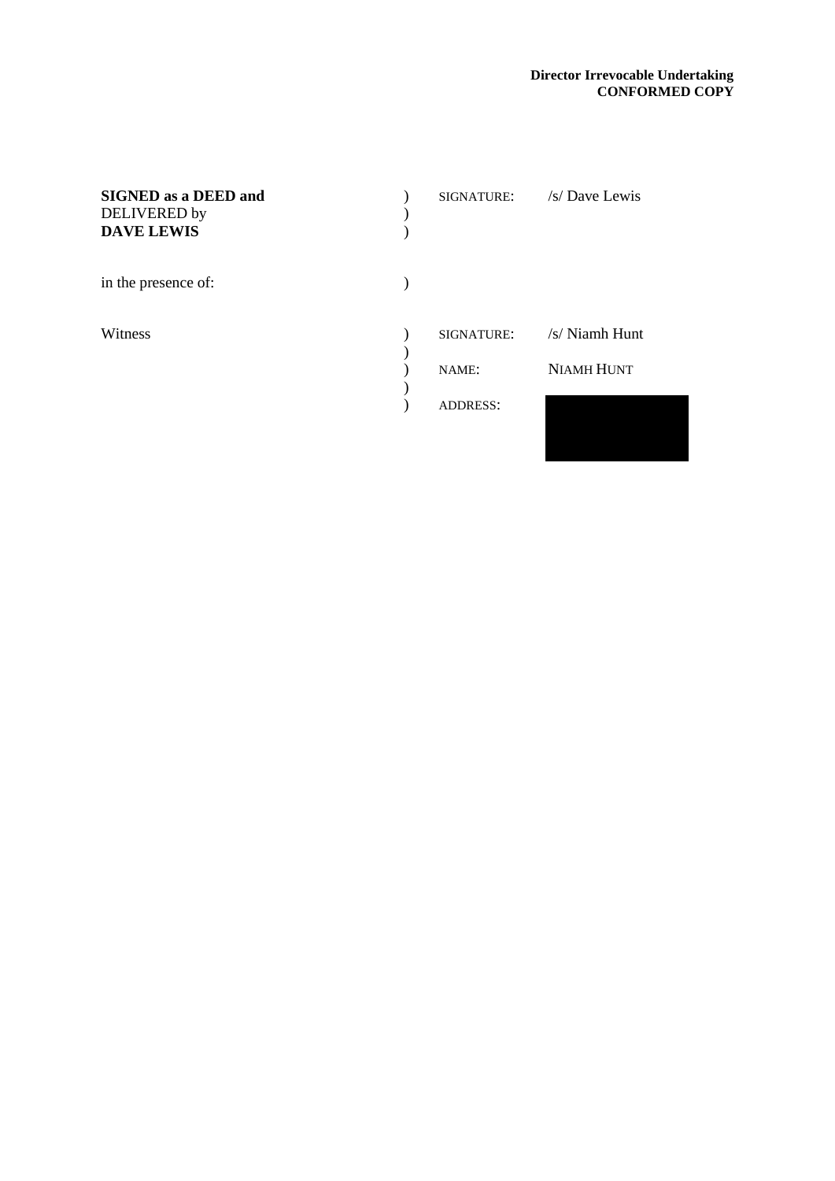**SIGNED as a DEED and**
DELIVERED by
**DAVE LEWIS**

| | | | |
|---|---|---|---|
| **SIGNED as a DEED and** DELIVERED by **DAVE LEWIS** | ) | SIGNATURE: | /s/ Dave Lewis |
| in the presence of: | ) | | |
| Witness | ) | SIGNATURE: | /s/ Niamh Hunt |
| | ) | NAME: | NIAMH HUNT |
| | ) | ADDRESS: | [redacted] |